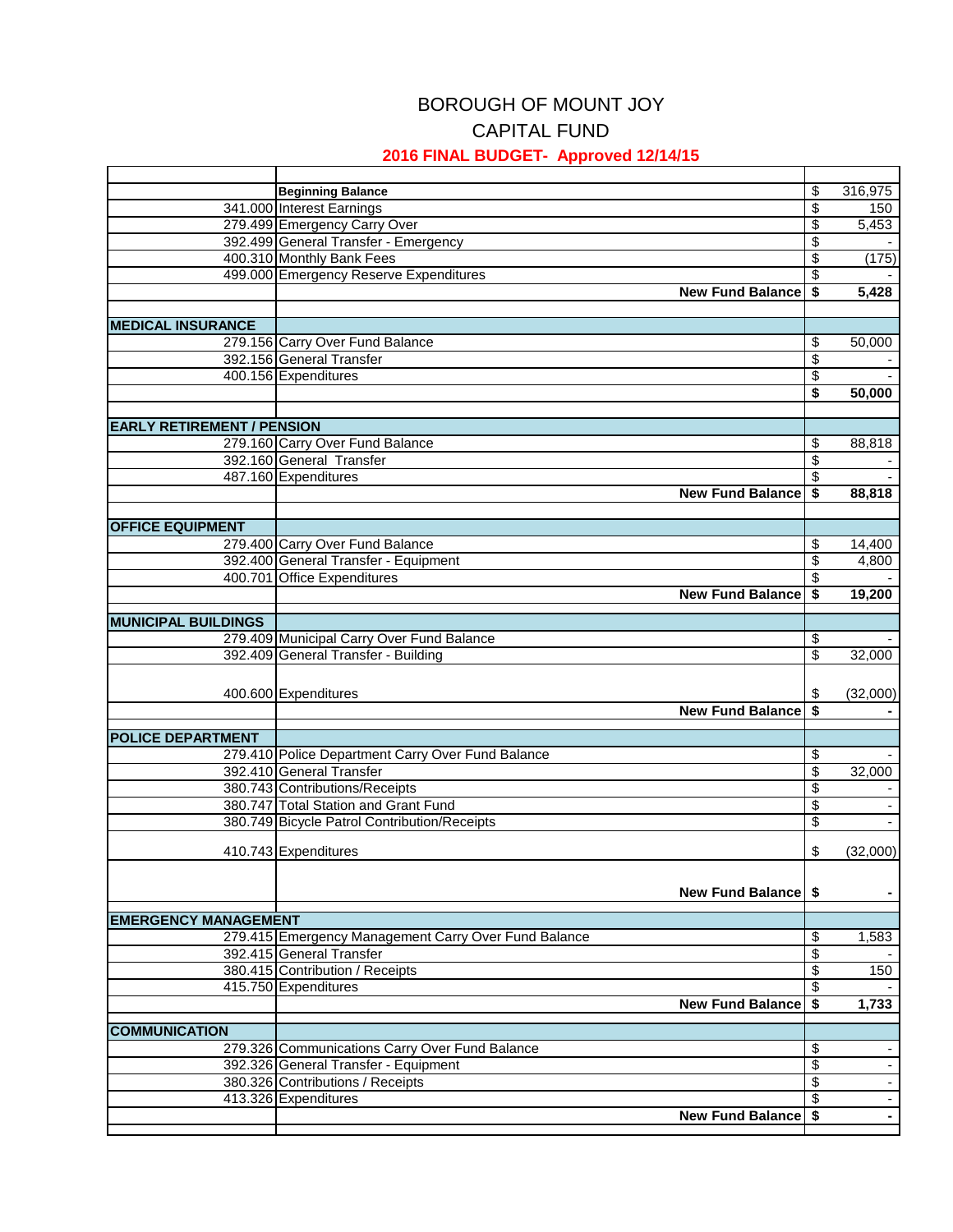# BOROUGH OF MOUNT JOY

## CAPITAL FUND

### 2016 FINAL BUDGET- Approved 12/14/15

| | | | |
|---|---|---|---|
| | **Beginning Balance** | $ | 316,975 |
| 341.000 | Interest Earnings | $ | 150 |
| 279.499 | Emergency Carry Over | $ | 5,453 |
| 392.499 | General Transfer - Emergency | $ | - |
| 400.310 | Monthly Bank Fees | $ | (175) |
| 499.000 | Emergency Reserve Expenditures | $ | - |
| | **New Fund Balance** | **$** | **5,428** |
| | | | |
| **MEDICAL INSURANCE** | | | |
| 279.156 | Carry Over Fund Balance | $ | 50,000 |
| 392.156 | General Transfer | $ | - |
| 400.156 | Expenditures | $ | - |
| | | **$** | **50,000** |
| | | | |
| **EARLY RETIREMENT / PENSION** | | | |
| 279.160 | Carry Over Fund Balance | $ | 88,818 |
| 392.160 | General Transfer | $ | - |
| 487.160 | Expenditures | $ | - |
| | **New Fund Balance** | **$** | **88,818** |
| | | | |
| **OFFICE EQUIPMENT** | | | |
| 279.400 | Carry Over Fund Balance | $ | 14,400 |
| 392.400 | General Transfer - Equipment | $ | 4,800 |
| 400.701 | Office Expenditures | $ | - |
| | **New Fund Balance** | **$** | **19,200** |
| | | | |
| **MUNICIPAL BUILDINGS** | | | |
| 279.409 | Municipal Carry Over Fund Balance | $ | - |
| 392.409 | General Transfer - Building | $ | 32,000 |
| 400.600 | Expenditures | $ | (32,000) |
| | **New Fund Balance** | **$** | **-** |
| | | | |
| **POLICE DEPARTMENT** | | | |
| 279.410 | Police Department Carry Over Fund Balance | $ | - |
| 392.410 | General Transfer | $ | 32,000 |
| 380.743 | Contributions/Receipts | $ | - |
| 380.747 | Total Station and Grant Fund | $ | - |
| 380.749 | Bicycle Patrol Contribution/Receipts | $ | - |
| 410.743 | Expenditures | $ | (32,000) |
| | **New Fund Balance** | **$** | **-** |
| | | | |
| **EMERGENCY MANAGEMENT** | | | |
| 279.415 | Emergency Management Carry Over Fund Balance | $ | 1,583 |
| 392.415 | General Transfer | $ | - |
| 380.415 | Contribution / Receipts | $ | 150 |
| 415.750 | Expenditures | $ | - |
| | **New Fund Balance** | **$** | **1,733** |
| | | | |
| **COMMUNICATION** | | | |
| 279.326 | Communications Carry Over Fund Balance | $ | - |
| 392.326 | General Transfer - Equipment | $ | - |
| 380.326 | Contributions / Receipts | $ | - |
| 413.326 | Expenditures | $ | - |
| | **New Fund Balance** | **$** | **-** |
| | | | |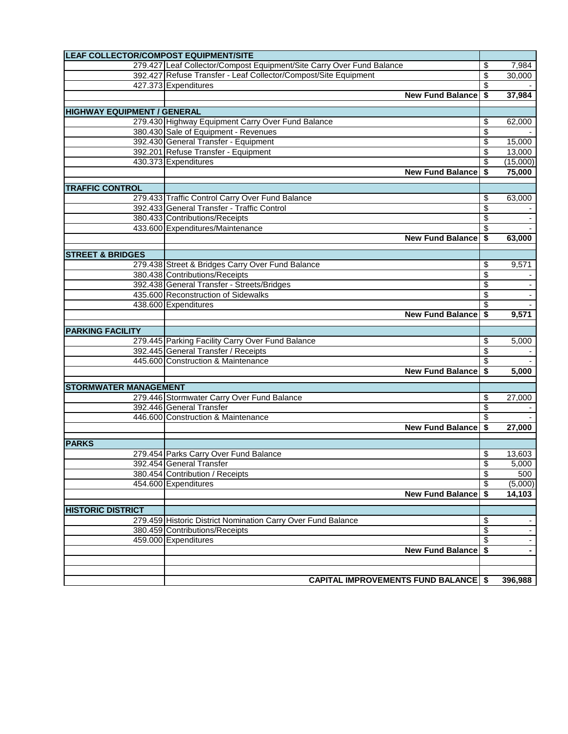| | | | |
|---|---|---|---|
| **LEAF COLLECTOR/COMPOST EQUIPMENT/SITE** | | | |
| 279.427 | Leaf Collector/Compost Equipment/Site Carry Over Fund Balance | $ | 7,984 |
| 392.427 | Refuse Transfer - Leaf Collector/Compost/Site Equipment | $ | 30,000 |
| 427.373 | Expenditures | $ | - |
| | **New Fund Balance** | **$** | **37,984** |
| | | | |
| **HIGHWAY EQUIPMENT / GENERAL** | | | |
| 279.430 | Highway Equipment Carry Over Fund Balance | $ | 62,000 |
| 380.430 | Sale of Equipment - Revenues | $ | - |
| 392.430 | General Transfer - Equipment | $ | 15,000 |
| 392.201 | Refuse Transfer - Equipment | $ | 13,000 |
| 430.373 | Expenditures | $ | (15,000) |
| | **New Fund Balance** | **$** | **75,000** |
| | | | |
| **TRAFFIC CONTROL** | | | |
| 279.433 | Traffic Control Carry Over Fund Balance | $ | 63,000 |
| 392.433 | General Transfer - Traffic Control | $ | - |
| 380.433 | Contributions/Receipts | $ | - |
| 433.600 | Expenditures/Maintenance | $ | - |
| | **New Fund Balance** | **$** | **63,000** |
| | | | |
| **STREET & BRIDGES** | | | |
| 279.438 | Street & Bridges Carry Over Fund Balance | $ | 9,571 |
| 380.438 | Contributions/Receipts | $ | - |
| 392.438 | General Transfer - Streets/Bridges | $ | - |
| 435.600 | Reconstruction of Sidewalks | $ | - |
| 438.600 | Expenditures | $ | - |
| | **New Fund Balance** | **$** | **9,571** |
| | | | |
| **PARKING FACILITY** | | | |
| 279.445 | Parking Facility Carry Over Fund Balance | $ | 5,000 |
| 392.445 | General Transfer / Receipts | $ | - |
| 445.600 | Construction & Maintenance | $ | - |
| | **New Fund Balance** | **$** | **5,000** |
| | | | |
| **STORMWATER MANAGEMENT** | | | |
| 279.446 | Stormwater Carry Over Fund Balance | $ | 27,000 |
| 392.446 | General Transfer | $ | - |
| 446.600 | Construction & Maintenance | $ | - |
| | **New Fund Balance** | **$** | **27,000** |
| | | | |
| **PARKS** | | | |
| 279.454 | Parks Carry Over Fund Balance | $ | 13,603 |
| 392.454 | General Transfer | $ | 5,000 |
| 380.454 | Contribution / Receipts | $ | 500 |
| 454.600 | Expenditures | $ | (5,000) |
| | **New Fund Balance** | **$** | **14,103** |
| | | | |
| **HISTORIC DISTRICT** | | | |
| 279.459 | Historic District Nomination Carry Over Fund Balance | $ | - |
| 380.459 | Contributions/Receipts | $ | - |
| 459.000 | Expenditures | $ | - |
| | **New Fund Balance** | **$** | **-** |
| | | | |
| | | | |
| | **CAPITAL IMPROVEMENTS FUND BALANCE** | **$** | **396,988** |